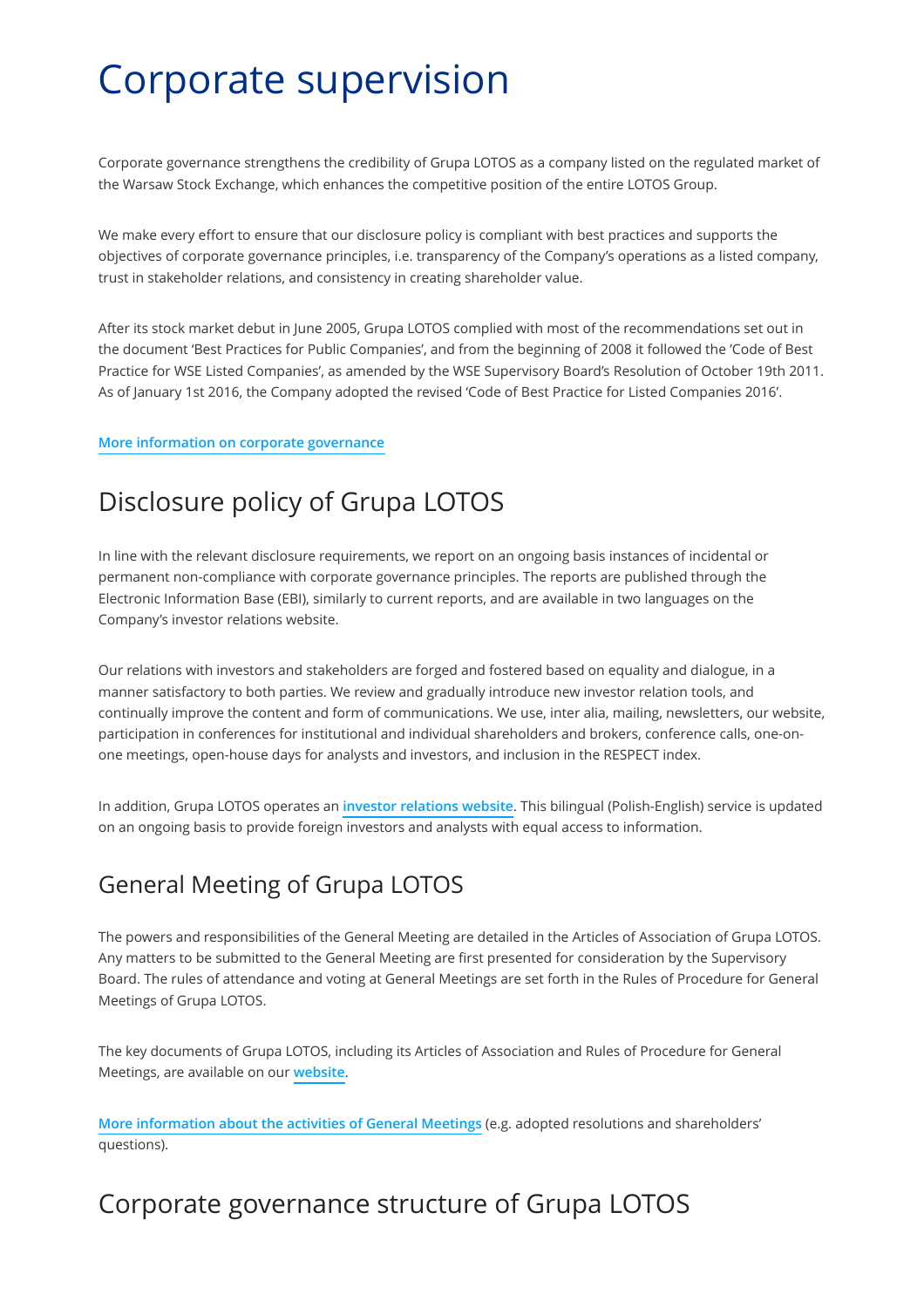# Corporate supervision

Corporate governance strengthens the credibility of Grupa LOTOS as a company listed on the regulated market of the Warsaw Stock Exchange, which enhances the competitive position of the entire LOTOS Group.

We make every effort to ensure that our disclosure policy is compliant with best practices and supports the objectives of corporate governance principles, i.e. transparency of the Company's operations as a listed company, trust in stakeholder relations, and consistency in creating shareholder value.

After its stock market debut in June 2005, Grupa LOTOS complied with most of the recommendations set out in the document 'Best Practices for Public Companies', and from the beginning of 2008 it followed the 'Code of Best Practice for WSE Listed Companies', as amended by the WSE Supervisory Board's Resolution of October 19th 2011. As of January 1st 2016, the Company adopted the revised 'Code of Best Practice for Listed Companies 2016'.

**More information on corporate governance**

## Disclosure policy of Grupa LOTOS

In line with the relevant disclosure requirements, we report on an ongoing basis instances of incidental or permanent non-compliance with corporate governance principles. The reports are published through the Electronic Information Base (EBI), similarly to current reports, and are available in two languages on the Company's investor relations website.

Our relations with investors and stakeholders are forged and fostered based on equality and dialogue, in a manner satisfactory to both parties. We review and gradually introduce new investor relation tools, and continually improve the content and form of communications. We use, inter alia, mailing, newsletters, our website, participation in conferences for institutional and individual shareholders and brokers, conference calls, one-on-one meetings, open-house days for analysts and investors, and inclusion in the RESPECT index.

In addition, Grupa LOTOS operates an **investor relations website**. This bilingual (Polish-English) service is updated on an ongoing basis to provide foreign investors and analysts with equal access to information.

## General Meeting of Grupa LOTOS

The powers and responsibilities of the General Meeting are detailed in the Articles of Association of Grupa LOTOS. Any matters to be submitted to the General Meeting are first presented for consideration by the Supervisory Board. The rules of attendance and voting at General Meetings are set forth in the Rules of Procedure for General Meetings of Grupa LOTOS.

The key documents of Grupa LOTOS, including its Articles of Association and Rules of Procedure for General Meetings, are available on our **website**.

**More information about the activities of General Meetings** (e.g. adopted resolutions and shareholders' questions).

## Corporate governance structure of Grupa LOTOS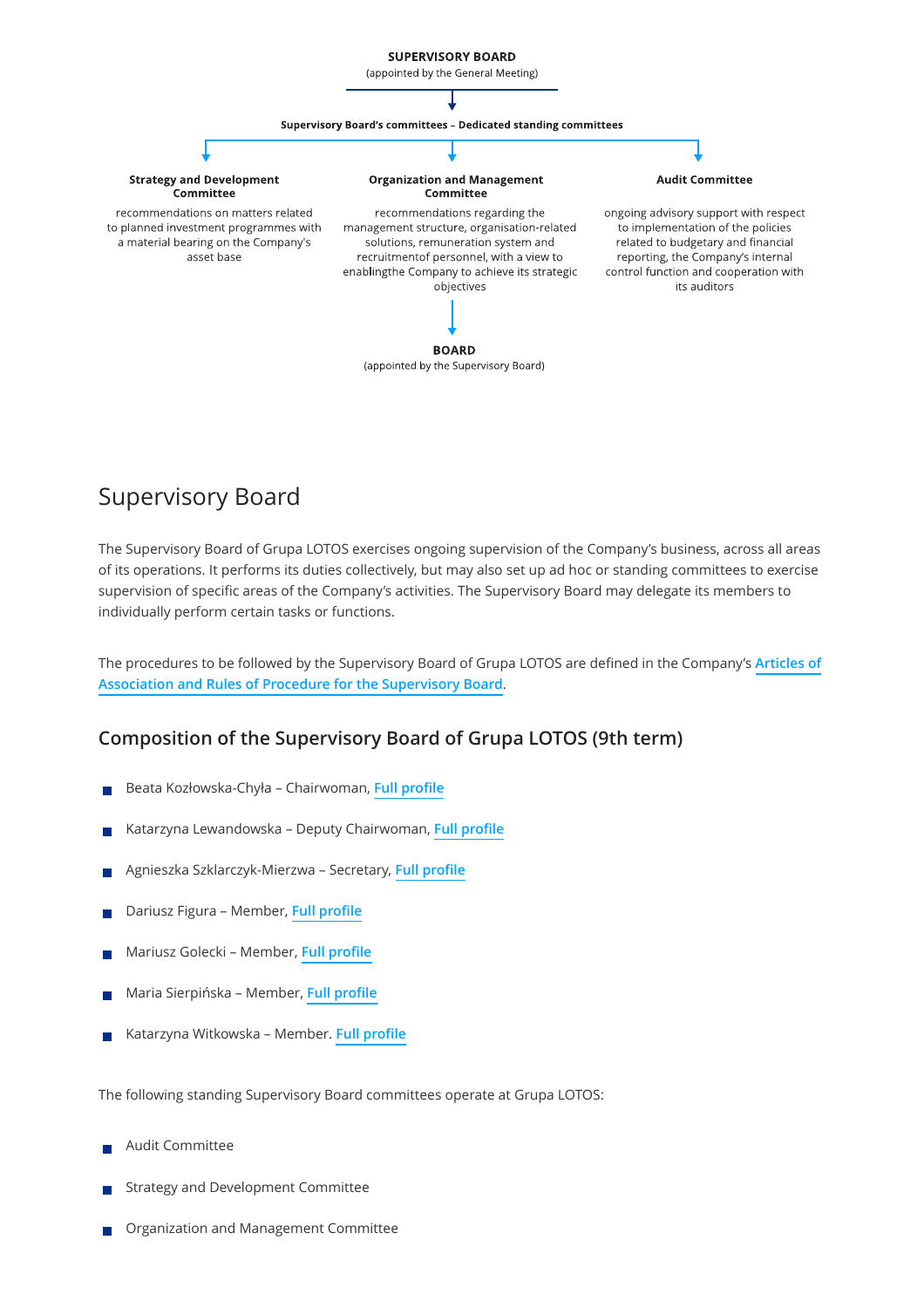**SUPERVISORY BOARD**
(appointed by the General Meeting)

**Supervisory Board's committees – Dedicated standing committees**

**Strategy and Development Committee**
recommendations on matters related to planned investment programmes with a material bearing on the Company's asset base

**Organization and Management Committee**
recommendations regarding the management structure, organisation-related solutions, remuneration system and recruitmentof personnel, with a view to enablingthe Company to achieve its strategic objectives

**Audit Committee**
ongoing advisory support with respect to implementation of the policies related to budgetary and financial reporting, the Company's internal control function and cooperation with its auditors

**BOARD**
(appointed by the Supervisory Board)

# Supervisory Board

The Supervisory Board of Grupa LOTOS exercises ongoing supervision of the Company's business, across all areas of its operations. It performs its duties collectively, but may also set up ad hoc or standing committees to exercise supervision of specific areas of the Company's activities. The Supervisory Board may delegate its members to individually perform certain tasks or functions.

The procedures to be followed by the Supervisory Board of Grupa LOTOS are defined in the Company's **Articles of Association and Rules of Procedure for the Supervisory Board**.

## Composition of the Supervisory Board of Grupa LOTOS (9th term)

- Beata Kozłowska-Chyła – Chairwoman, **Full profile**
- Katarzyna Lewandowska – Deputy Chairwoman, **Full profile**
- Agnieszka Szklarczyk-Mierzwa – Secretary, **Full profile**
- Dariusz Figura – Member, **Full profile**
- Mariusz Golecki – Member, **Full profile**
- Maria Sierpińska – Member, **Full profile**
- Katarzyna Witkowska – Member. **Full profile**

The following standing Supervisory Board committees operate at Grupa LOTOS:

- Audit Committee
- Strategy and Development Committee
- Organization and Management Committee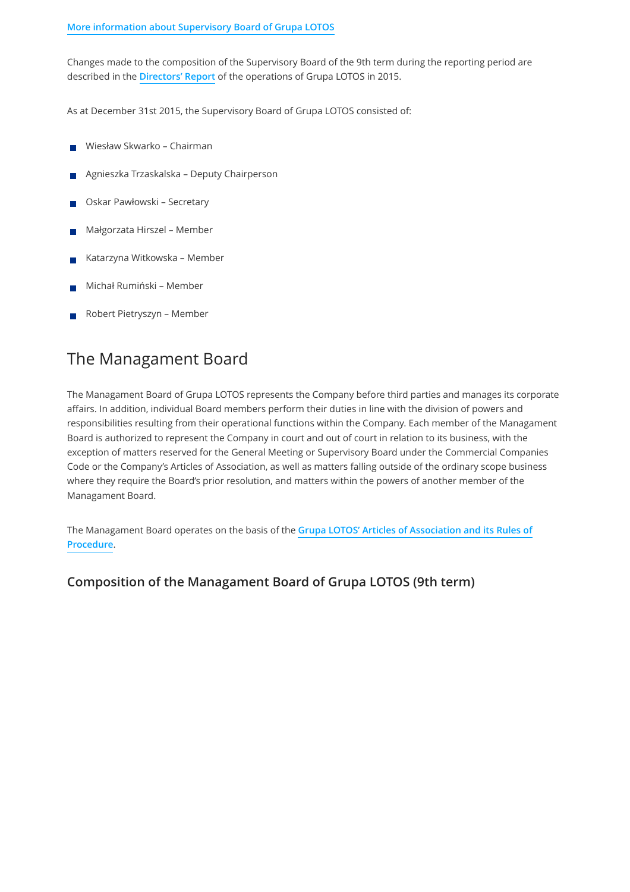More information about Supervisory Board of Grupa LOTOS

Changes made to the composition of the Supervisory Board of the 9th term during the reporting period are described in the Directors' Report of the operations of Grupa LOTOS in 2015.

As at December 31st 2015, the Supervisory Board of Grupa LOTOS consisted of:

- Wiesław Skwarko – Chairman
- Agnieszka Trzaskalska – Deputy Chairperson
- Oskar Pawłowski – Secretary
- Małgorzata Hirszel – Member
- Katarzyna Witkowska – Member
- Michał Rumiński – Member
- Robert Pietryszyn – Member

## The Managament Board

The Managament Board of Grupa LOTOS represents the Company before third parties and manages its corporate affairs. In addition, individual Board members perform their duties in line with the division of powers and responsibilities resulting from their operational functions within the Company. Each member of the Managament Board is authorized to represent the Company in court and out of court in relation to its business, with the exception of matters reserved for the General Meeting or Supervisory Board under the Commercial Companies Code or the Company's Articles of Association, as well as matters falling outside of the ordinary scope business where they require the Board's prior resolution, and matters within the powers of another member of the Managament Board.

The Managament Board operates on the basis of the Grupa LOTOS' Articles of Association and its Rules of Procedure.

### Composition of the Managament Board of Grupa LOTOS (9th term)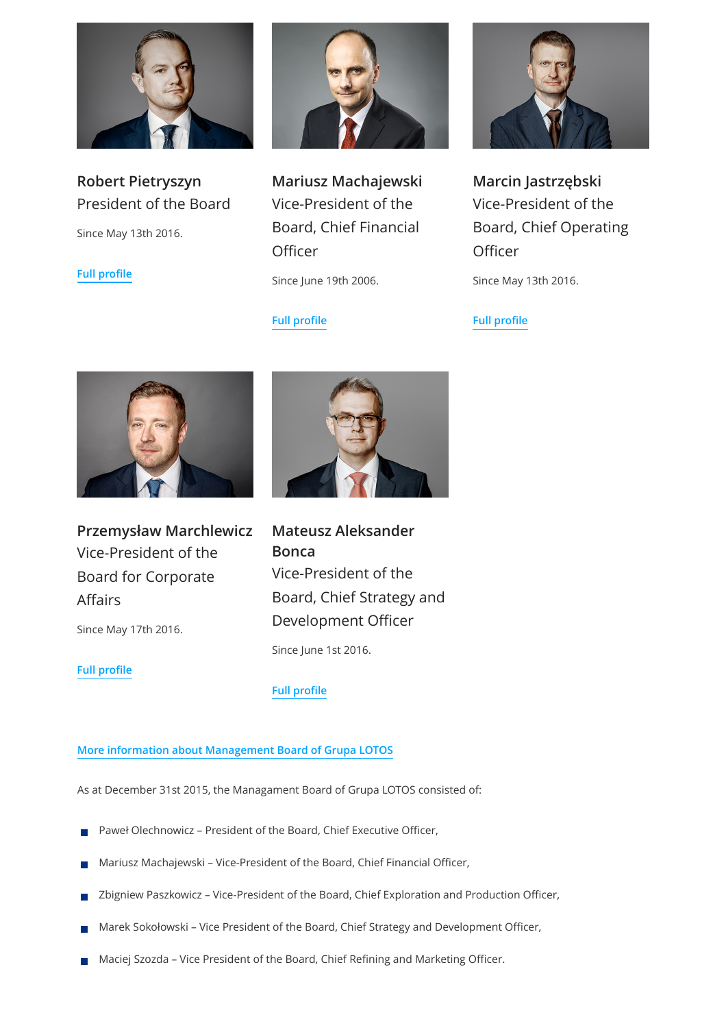**Robert Pietryszyn**
President of the Board

Since May 13th 2016.

Full profile

**Mariusz Machajewski**
Vice-President of the Board, Chief Financial Officer

Since June 19th 2006.

Full profile

**Marcin Jastrzębski**
Vice-President of the Board, Chief Operating Officer

Since May 13th 2016.

Full profile

**Przemysław Marchlewicz**
Vice-President of the Board for Corporate Affairs

Since May 17th 2016.

Full profile

**Mateusz Aleksander Bonca**
Vice-President of the Board, Chief Strategy and Development Officer

Since June 1st 2016.

Full profile

More information about Management Board of Grupa LOTOS

As at December 31st 2015, the Managament Board of Grupa LOTOS consisted of:

- Paweł Olechnowicz – President of the Board, Chief Executive Officer,
- Mariusz Machajewski – Vice-President of the Board, Chief Financial Officer,
- Zbigniew Paszkowicz – Vice-President of the Board, Chief Exploration and Production Officer,
- Marek Sokołowski – Vice President of the Board, Chief Strategy and Development Officer,
- Maciej Szozda – Vice President of the Board, Chief Refining and Marketing Officer.